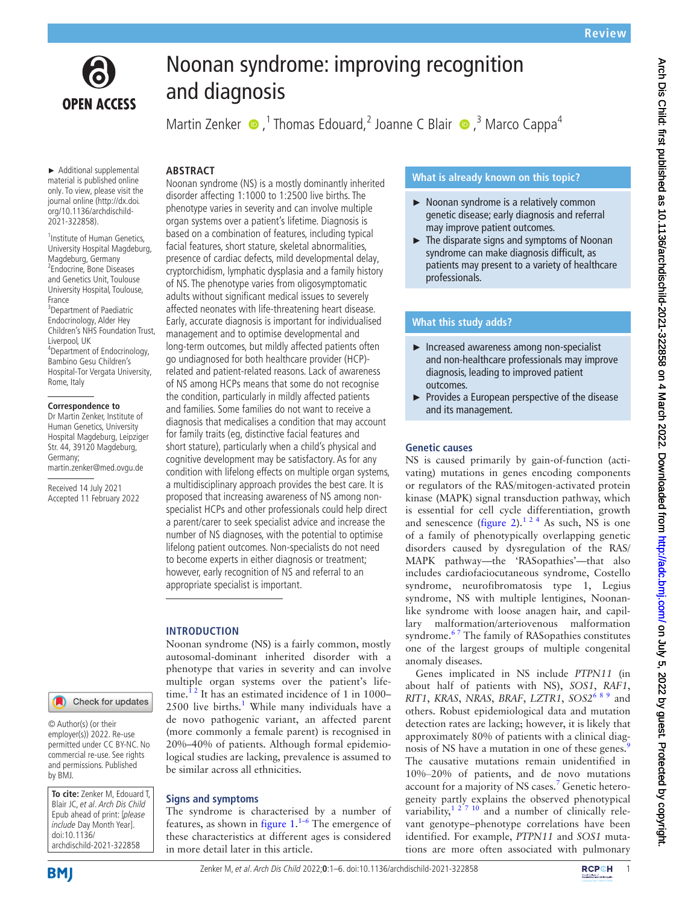# Noonan syndrome: improving recognition and diagnosis

Martin Zenker [1], Thomas Edouard [2], Joanne C Blair [3], Marco Cappa [4]

► Additional supplemental material is published online only. To view, please visit the journal online (http://dx.doi.org/10.1136/archdischild-2021-322858).

[1]Institute of Human Genetics, University Hospital Magdeburg, Magdeburg, Germany
[2]Endocrine, Bone Diseases and Genetics Unit, Toulouse University Hospital, Toulouse, France
[3]Department of Paediatric Endocrinology, Alder Hey Children's NHS Foundation Trust, Liverpool, UK
[4]Department of Endocrinology, Bambino Gesu Children's Hospital-Tor Vergata University, Rome, Italy

**Correspondence to**
Dr Martin Zenker, Institute of Human Genetics, University Hospital Magdeburg, Leipziger Str. 44, 39120 Magdeburg, Germany; martin.zenker@med.ovgu.de

Received 14 July 2021
Accepted 11 February 2022

© Author(s) (or their employer(s)) 2022. Re-use permitted under CC BY-NC. No commercial re-use. See rights and permissions. Published by BMJ.

**To cite:** Zenker M, Edouard T, Blair JC, *et al*. *Arch Dis Child* Epub ahead of print: [*please include* Day Month Year]. doi:10.1136/archdischild-2021-322858

## ABSTRACT

Noonan syndrome (NS) is a mostly dominantly inherited disorder affecting 1:1000 to 1:2500 live births. The phenotype varies in severity and can involve multiple organ systems over a patient's lifetime. Diagnosis is based on a combination of features, including typical facial features, short stature, skeletal abnormalities, presence of cardiac defects, mild developmental delay, cryptorchidism, lymphatic dysplasia and a family history of NS. The phenotype varies from oligosymptomatic adults without significant medical issues to severely affected neonates with life-threatening heart disease. Early, accurate diagnosis is important for individualised management and to optimise developmental and long-term outcomes, but mildly affected patients often go undiagnosed for both healthcare provider (HCP)-related and patient-related reasons. Lack of awareness of NS among HCPs means that some do not recognise the condition, particularly in mildly affected patients and families. Some families do not want to receive a diagnosis that medicalises a condition that may account for family traits (eg, distinctive facial features and short stature), particularly when a child's physical and cognitive development may be satisfactory. As for any condition with lifelong effects on multiple organ systems, a multidisciplinary approach provides the best care. It is proposed that increasing awareness of NS among non-specialist HCPs and other professionals could help direct a parent/carer to seek specialist advice and increase the number of NS diagnoses, with the potential to optimise lifelong patient outcomes. Non-specialists do not need to become experts in either diagnosis or treatment; however, early recognition of NS and referral to an appropriate specialist is important.

### What is already known on this topic?

- Noonan syndrome is a relatively common genetic disease; early diagnosis and referral may improve patient outcomes.
- The disparate signs and symptoms of Noonan syndrome can make diagnosis difficult, as patients may present to a variety of healthcare professionals.

### What this study adds?

- Increased awareness among non-specialist and non-healthcare professionals may improve diagnosis, leading to improved patient outcomes.
- Provides a European perspective of the disease and its management.

## INTRODUCTION

Noonan syndrome (NS) is a fairly common, mostly autosomal-dominant inherited disorder with a phenotype that varies in severity and can involve multiple organ systems over the patient's lifetime.[1,2] It has an estimated incidence of 1 in 1000–2500 live births.[1] While many individuals have a de novo pathogenic variant, an affected parent (more commonly a female parent) is recognised in 20%–40% of patients. Although formal epidemiological studies are lacking, prevalence is assumed to be similar across all ethnicities.

### Signs and symptoms

The syndrome is characterised by a number of features, as shown in figure 1.[1–6] The emergence of these characteristics at different ages is considered in more detail later in this article.

### Genetic causes

NS is caused primarily by gain-of-function (activating) mutations in genes encoding components or regulators of the RAS/mitogen-activated protein kinase (MAPK) signal transduction pathway, which is essential for cell cycle differentiation, growth and senescence (figure 2).[1,2,4] As such, NS is one of a family of phenotypically overlapping genetic disorders caused by dysregulation of the RAS/MAPK pathway—the 'RASopathies'—that also includes cardiofaciocutaneous syndrome, Costello syndrome, neurofibromatosis type 1, Legius syndrome, NS with multiple lentigines, Noonan-like syndrome with loose anagen hair, and capillary malformation/arteriovenous malformation syndrome.[6,7] The family of RASopathies constitutes one of the largest groups of multiple congenital anomaly diseases.

Genes implicated in NS include *PTPN11* (in about half of patients with NS), *SOS1*, *RAF1*, *RIT1*, *KRAS*, *NRAS*, *BRAF*, *LZTR1*, *SOS2*[6,8,9] and others. Robust epidemiological data and mutation detection rates are lacking; however, it is likely that approximately 80% of patients with a clinical diagnosis of NS have a mutation in one of these genes.[9] The causative mutations remain unidentified in 10%–20% of patients, and de novo mutations account for a majority of NS cases.[7] Genetic heterogeneity partly explains the observed phenotypical variability,[1,2,7,10] and a number of clinically relevant genotype–phenotype correlations have been identified. For example, *PTPN11* and *SOS1* mutations are more often associated with pulmonary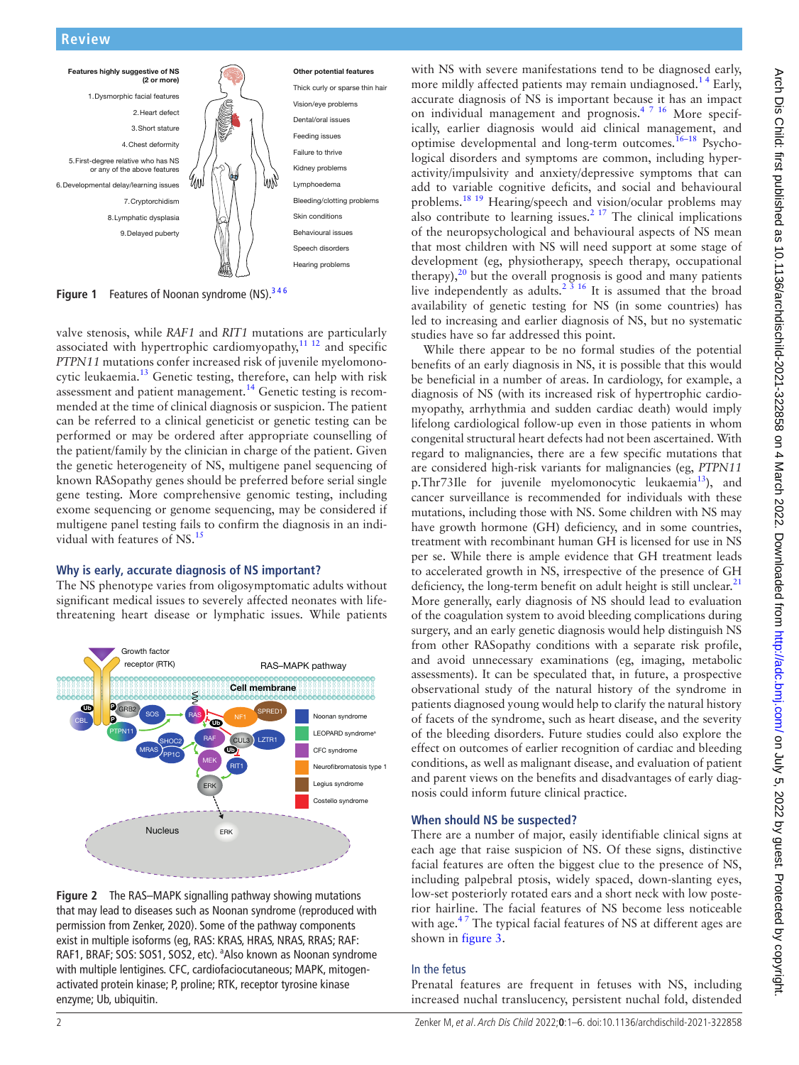Features highly suggestive of NS (2 or more)

1. Dysmorphic facial features
2. Heart defect
3. Short stature
4. Chest deformity
5. First-degree relative who has NS or any of the above features
6. Developmental delay/learning issues
7. Cryptorchidism
8. Lymphatic dysplasia
9. Delayed puberty

Other potential features

Thick curly or sparse thin hair
Vision/eye problems
Dental/oral issues
Feeding issues
Failure to thrive
Kidney problems
Lymphoedema
Bleeding/clotting problems
Skin conditions
Behavioural issues
Speech disorders
Hearing problems

**Figure 1** Features of Noonan syndrome (NS).[3 4 6]

valve stenosis, while *RAF1* and *RIT1* mutations are particularly associated with hypertrophic cardiomyopathy,[11 12] and specific *PTPN11* mutations confer increased risk of juvenile myelomonocytic leukaemia.[13] Genetic testing, therefore, can help with risk assessment and patient management.[14] Genetic testing is recommended at the time of clinical diagnosis or suspicion. The patient can be referred to a clinical geneticist or genetic testing can be performed or may be ordered after appropriate counselling of the patient/family by the clinician in charge of the patient. Given the genetic heterogeneity of NS, multigene panel sequencing of known RASopathy genes should be preferred before serial single gene testing. More comprehensive genomic testing, including exome sequencing or genome sequencing, may be considered if multigene panel testing fails to confirm the diagnosis in an individual with features of NS.[15]

## Why is early, accurate diagnosis of NS important?

The NS phenotype varies from oligosymptomatic adults without significant medical issues to severely affected neonates with life-threatening heart disease or lymphatic issues. While patients

Growth factor receptor (RTK)
RAS–MAPK pathway
Cell membrane
Ub
CBL
P
GRB2
SOS
RAS
NF1
SPRED1
P
PTPN11
Ub
RAF
CUL3
LZTR1
SHOC2
MRAS
PP1C
Ub
MEK
RIT1
ERK
Nucleus
ERK

Noonan syndrome
LEOPARD syndrome[a]
CFC syndrome
Neurofibromatosis type 1
Legius syndrome
Costello syndrome

**Figure 2** The RAS–MAPK signalling pathway showing mutations that may lead to diseases such as Noonan syndrome (reproduced with permission from Zenker, 2020). Some of the pathway components exist in multiple isoforms (eg, RAS: KRAS, HRAS, NRAS, RRAS; RAF: RAF1, BRAF; SOS: SOS1, SOS2, etc). [a]Also known as Noonan syndrome with multiple lentigines. CFC, cardiofaciocutaneous; MAPK, mitogen-activated protein kinase; P, proline; RTK, receptor tyrosine kinase enzyme; Ub, ubiquitin.

with NS with severe manifestations tend to be diagnosed early, more mildly affected patients may remain undiagnosed.[1 4] Early, accurate diagnosis of NS is important because it has an impact on individual management and prognosis.[4 7 16] More specifically, earlier diagnosis would aid clinical management, and optimise developmental and long-term outcomes.[16–18] Psychological disorders and symptoms are common, including hyperactivity/impulsivity and anxiety/depressive symptoms that can add to variable cognitive deficits, and social and behavioural problems.[18 19] Hearing/speech and vision/ocular problems may also contribute to learning issues.[2 17] The clinical implications of the neuropsychological and behavioural aspects of NS mean that most children with NS will need support at some stage of development (eg, physiotherapy, speech therapy, occupational therapy),[20] but the overall prognosis is good and many patients live independently as adults.[2 3 16] It is assumed that the broad availability of genetic testing for NS (in some countries) has led to increasing and earlier diagnosis of NS, but no systematic studies have so far addressed this point.

While there appear to be no formal studies of the potential benefits of an early diagnosis in NS, it is possible that this would be beneficial in a number of areas. In cardiology, for example, a diagnosis of NS (with its increased risk of hypertrophic cardiomyopathy, arrhythmia and sudden cardiac death) would imply lifelong cardiological follow-up even in those patients in whom congenital structural heart defects had not been ascertained. With regard to malignancies, there are a few specific mutations that are considered high-risk variants for malignancies (eg, *PTPN11* p.Thr73Ile for juvenile myelomonocytic leukaemia[13]), and cancer surveillance is recommended for individuals with these mutations, including those with NS. Some children with NS may have growth hormone (GH) deficiency, and in some countries, treatment with recombinant human GH is licensed for use in NS per se. While there is ample evidence that GH treatment leads to accelerated growth in NS, irrespective of the presence of GH deficiency, the long-term benefit on adult height is still unclear.[21] More generally, early diagnosis of NS should lead to evaluation of the coagulation system to avoid bleeding complications during surgery, and an early genetic diagnosis would help distinguish NS from other RASopathy conditions with a separate risk profile, and avoid unnecessary examinations (eg, imaging, metabolic assessments). It can be speculated that, in future, a prospective observational study of the natural history of the syndrome in patients diagnosed young would help to clarify the natural history of facets of the syndrome, such as heart disease, and the severity of the bleeding disorders. Future studies could also explore the effect on outcomes of earlier recognition of cardiac and bleeding conditions, as well as malignant disease, and evaluation of patient and parent views on the benefits and disadvantages of early diagnosis could inform future clinical practice.

## When should NS be suspected?

There are a number of major, easily identifiable clinical signs at each age that raise suspicion of NS. Of these signs, distinctive facial features are often the biggest clue to the presence of NS, including palpebral ptosis, widely spaced, down-slanting eyes, low-set posteriorly rotated ears and a short neck with low posterior hairline. The facial features of NS become less noticeable with age.[4 7] The typical facial features of NS at different ages are shown in figure 3.

### In the fetus

Prenatal features are frequent in fetuses with NS, including increased nuchal translucency, persistent nuchal fold, distended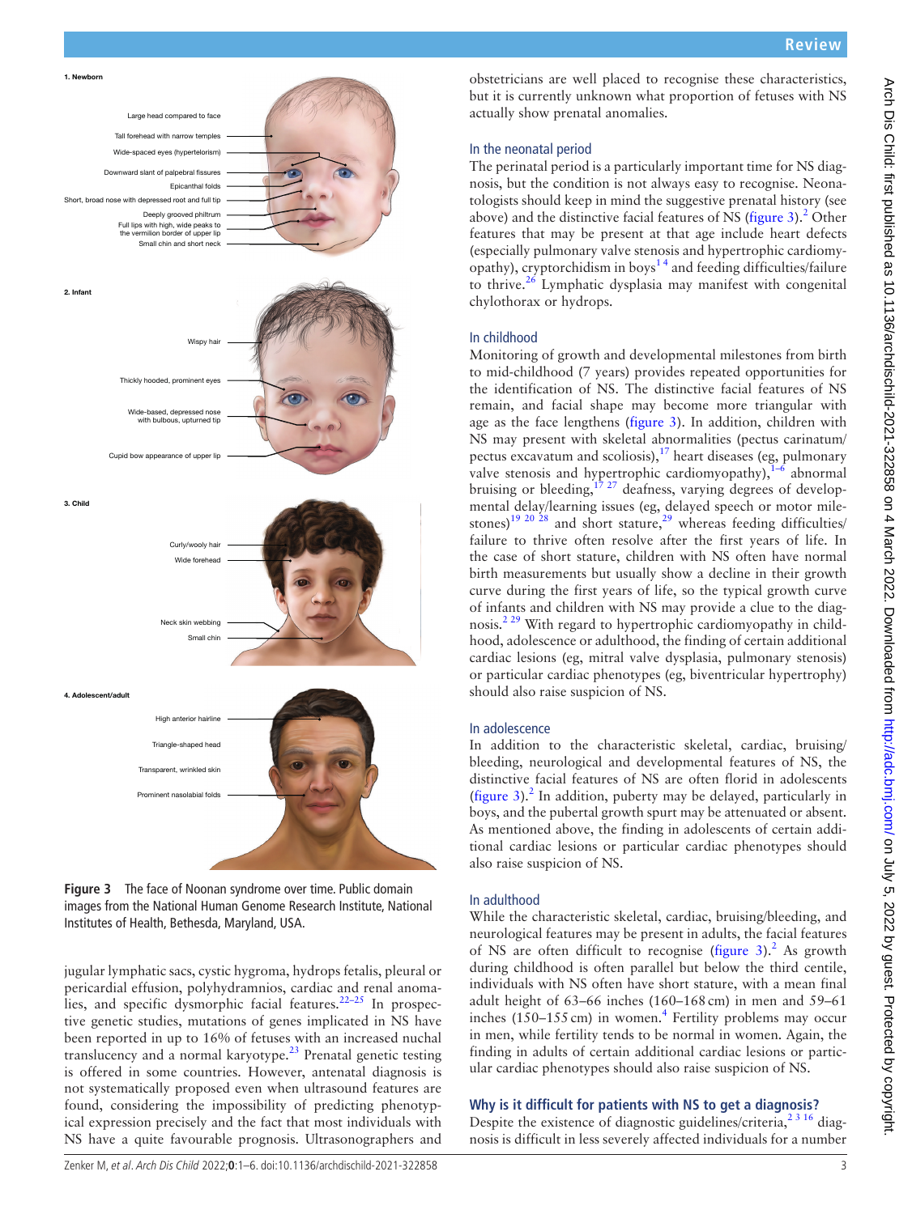1. Newborn

Large head compared to face
Tall forehead with narrow temples
Wide-spaced eyes (hypertelorism)
Downward slant of palpebral fissures
Epicanthal folds
Short, broad nose with depressed root and full tip
Deeply grooved philtrum
Full lips with high, wide peaks to the vermilion border of upper lip
Small chin and short neck

2. Infant

Wispy hair
Thickly hooded, prominent eyes
Wide-based, depressed nose with bulbous, upturned tip
Cupid bow appearance of upper lip

3. Child

Curly/wooly hair
Wide forehead
Neck skin webbing
Small chin

4. Adolescent/adult

High anterior hairline
Triangle-shaped head
Transparent, wrinkled skin
Prominent nasolabial folds

**Figure 3** The face of Noonan syndrome over time. Public domain images from the National Human Genome Research Institute, National Institutes of Health, Bethesda, Maryland, USA.

jugular lymphatic sacs, cystic hygroma, hydrops fetalis, pleural or pericardial effusion, polyhydramnios, cardiac and renal anomalies, and specific dysmorphic facial features.[22–25] In prospective genetic studies, mutations of genes implicated in NS have been reported in up to 16% of fetuses with an increased nuchal translucency and a normal karyotype.[23] Prenatal genetic testing is offered in some countries. However, antenatal diagnosis is not systematically proposed even when ultrasound features are found, considering the impossibility of predicting phenotypical expression precisely and the fact that most individuals with NS have a quite favourable prognosis. Ultrasonographers and obstetricians are well placed to recognise these characteristics, but it is currently unknown what proportion of fetuses with NS actually show prenatal anomalies.

### In the neonatal period

The perinatal period is a particularly important time for NS diagnosis, but the condition is not always easy to recognise. Neonatologists should keep in mind the suggestive prenatal history (see above) and the distinctive facial features of NS (figure 3).[2] Other features that may be present at that age include heart defects (especially pulmonary valve stenosis and hypertrophic cardiomyopathy), cryptorchidism in boys[1 4] and feeding difficulties/failure to thrive.[26] Lymphatic dysplasia may manifest with congenital chylothorax or hydrops.

### In childhood

Monitoring of growth and developmental milestones from birth to mid-childhood (7 years) provides repeated opportunities for the identification of NS. The distinctive facial features of NS remain, and facial shape may become more triangular with age as the face lengthens (figure 3). In addition, children with NS may present with skeletal abnormalities (pectus carinatum/pectus excavatum and scoliosis),[17] heart diseases (eg, pulmonary valve stenosis and hypertrophic cardiomyopathy),[1–6] abnormal bruising or bleeding,[17 27] deafness, varying degrees of developmental delay/learning issues (eg, delayed speech or motor milestones)[19 20 28] and short stature,[29] whereas feeding difficulties/failure to thrive often resolve after the first years of life. In the case of short stature, children with NS often have normal birth measurements but usually show a decline in their growth curve during the first years of life, so the typical growth curve of infants and children with NS may provide a clue to the diagnosis.[2 29] With regard to hypertrophic cardiomyopathy in childhood, adolescence or adulthood, the finding of certain additional cardiac lesions (eg, mitral valve dysplasia, pulmonary stenosis) or particular cardiac phenotypes (eg, biventricular hypertrophy) should also raise suspicion of NS.

### In adolescence

In addition to the characteristic skeletal, cardiac, bruising/bleeding, neurological and developmental features of NS, the distinctive facial features of NS are often florid in adolescents (figure 3).[2] In addition, puberty may be delayed, particularly in boys, and the pubertal growth spurt may be attenuated or absent. As mentioned above, the finding in adolescents of certain additional cardiac lesions or particular cardiac phenotypes should also raise suspicion of NS.

### In adulthood

While the characteristic skeletal, cardiac, bruising/bleeding, and neurological features may be present in adults, the facial features of NS are often difficult to recognise (figure 3).[2] As growth during childhood is often parallel but below the third centile, individuals with NS often have short stature, with a mean final adult height of 63–66 inches (160–168 cm) in men and 59–61 inches (150–155 cm) in women.[4] Fertility problems may occur in men, while fertility tends to be normal in women. Again, the finding in adults of certain additional cardiac lesions or particular cardiac phenotypes should also raise suspicion of NS.

## Why is it difficult for patients with NS to get a diagnosis?

Despite the existence of diagnostic guidelines/criteria,[2 3 16] diagnosis is difficult in less severely affected individuals for a number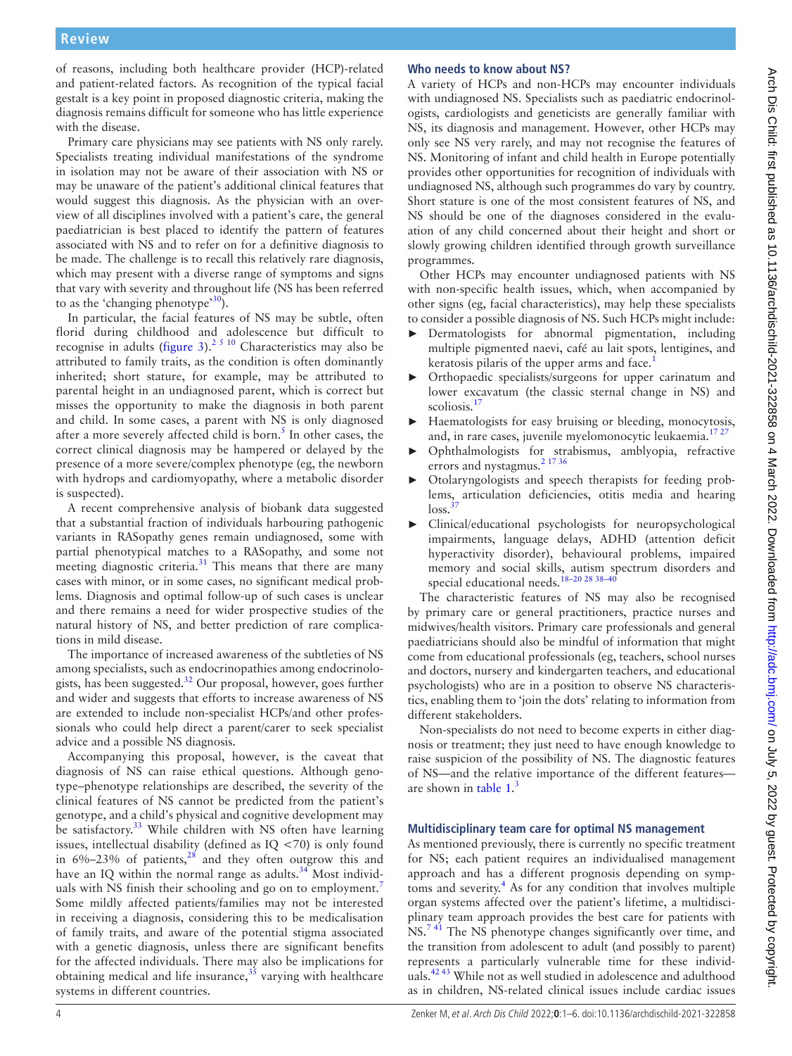of reasons, including both healthcare provider (HCP)-related and patient-related factors. As recognition of the typical facial gestalt is a key point in proposed diagnostic criteria, making the diagnosis remains difficult for someone who has little experience with the disease.

Primary care physicians may see patients with NS only rarely. Specialists treating individual manifestations of the syndrome in isolation may not be aware of their association with NS or may be unaware of the patient's additional clinical features that would suggest this diagnosis. As the physician with an overview of all disciplines involved with a patient's care, the general paediatrician is best placed to identify the pattern of features associated with NS and to refer on for a definitive diagnosis to be made. The challenge is to recall this relatively rare diagnosis, which may present with a diverse range of symptoms and signs that vary with severity and throughout life (NS has been referred to as the 'changing phenotype'[30]).

In particular, the facial features of NS may be subtle, often florid during childhood and adolescence but difficult to recognise in adults (figure 3).[2 5 10] Characteristics may also be attributed to family traits, as the condition is often dominantly inherited; short stature, for example, may be attributed to parental height in an undiagnosed parent, which is correct but misses the opportunity to make the diagnosis in both parent and child. In some cases, a parent with NS is only diagnosed after a more severely affected child is born.[5] In other cases, the correct clinical diagnosis may be hampered or delayed by the presence of a more severe/complex phenotype (eg, the newborn with hydrops and cardiomyopathy, where a metabolic disorder is suspected).

A recent comprehensive analysis of biobank data suggested that a substantial fraction of individuals harbouring pathogenic variants in RASopathy genes remain undiagnosed, some with partial phenotypical matches to a RASopathy, and some not meeting diagnostic criteria.[31] This means that there are many cases with minor, or in some cases, no significant medical problems. Diagnosis and optimal follow-up of such cases is unclear and there remains a need for wider prospective studies of the natural history of NS, and better prediction of rare complications in mild disease.

The importance of increased awareness of the subtleties of NS among specialists, such as endocrinopathies among endocrinologists, has been suggested.[32] Our proposal, however, goes further and wider and suggests that efforts to increase awareness of NS are extended to include non-specialist HCPs/and other professionals who could help direct a parent/carer to seek specialist advice and a possible NS diagnosis.

Accompanying this proposal, however, is the caveat that diagnosis of NS can raise ethical questions. Although genotype–phenotype relationships are described, the severity of the clinical features of NS cannot be predicted from the patient's genotype, and a child's physical and cognitive development may be satisfactory.[33] While children with NS often have learning issues, intellectual disability (defined as IQ <70) is only found in 6%–23% of patients,[28] and they often outgrow this and have an IQ within the normal range as adults.[34] Most individuals with NS finish their schooling and go on to employment.[7] Some mildly affected patients/families may not be interested in receiving a diagnosis, considering this to be medicalisation of family traits, and aware of the potential stigma associated with a genetic diagnosis, unless there are significant benefits for the affected individuals. There may also be implications for obtaining medical and life insurance,[35] varying with healthcare systems in different countries.

## Who needs to know about NS?

A variety of HCPs and non-HCPs may encounter individuals with undiagnosed NS. Specialists such as paediatric endocrinologists, cardiologists and geneticists are generally familiar with NS, its diagnosis and management. However, other HCPs may only see NS very rarely, and may not recognise the features of NS. Monitoring of infant and child health in Europe potentially provides other opportunities for recognition of individuals with undiagnosed NS, although such programmes do vary by country. Short stature is one of the most consistent features of NS, and NS should be one of the diagnoses considered in the evaluation of any child concerned about their height and short or slowly growing children identified through growth surveillance programmes.

Other HCPs may encounter undiagnosed patients with NS with non-specific health issues, which, when accompanied by other signs (eg, facial characteristics), may help these specialists to consider a possible diagnosis of NS. Such HCPs might include:

- Dermatologists for abnormal pigmentation, including multiple pigmented naevi, café au lait spots, lentigines, and keratosis pilaris of the upper arms and face.[1]
- Orthopaedic specialists/surgeons for upper carinatum and lower excavatum (the classic sternal change in NS) and scoliosis.[17]
- Haematologists for easy bruising or bleeding, monocytosis, and, in rare cases, juvenile myelomonocytic leukaemia.[17 27]
- Ophthalmologists for strabismus, amblyopia, refractive errors and nystagmus.[2 17 36]
- Otolaryngologists and speech therapists for feeding problems, articulation deficiencies, otitis media and hearing loss.[37]
- Clinical/educational psychologists for neuropsychological impairments, language delays, ADHD (attention deficit hyperactivity disorder), behavioural problems, impaired memory and social skills, autism spectrum disorders and special educational needs.[18–20 28 38–40]

The characteristic features of NS may also be recognised by primary care or general practitioners, practice nurses and midwives/health visitors. Primary care professionals and general paediatricians should also be mindful of information that might come from educational professionals (eg, teachers, school nurses and doctors, nursery and kindergarten teachers, and educational psychologists) who are in a position to observe NS characteristics, enabling them to 'join the dots' relating to information from different stakeholders.

Non-specialists do not need to become experts in either diagnosis or treatment; they just need to have enough knowledge to raise suspicion of the possibility of NS. The diagnostic features of NS—and the relative importance of the different features—are shown in table 1.[3]

## Multidisciplinary team care for optimal NS management

As mentioned previously, there is currently no specific treatment for NS; each patient requires an individualised management approach and has a different prognosis depending on symptoms and severity.[4] As for any condition that involves multiple organ systems affected over the patient's lifetime, a multidisciplinary team approach provides the best care for patients with NS.[7 41] The NS phenotype changes significantly over time, and the transition from adolescent to adult (and possibly to parent) represents a particularly vulnerable time for these individuals.[42 43] While not as well studied in adolescence and adulthood as in children, NS-related clinical issues include cardiac issues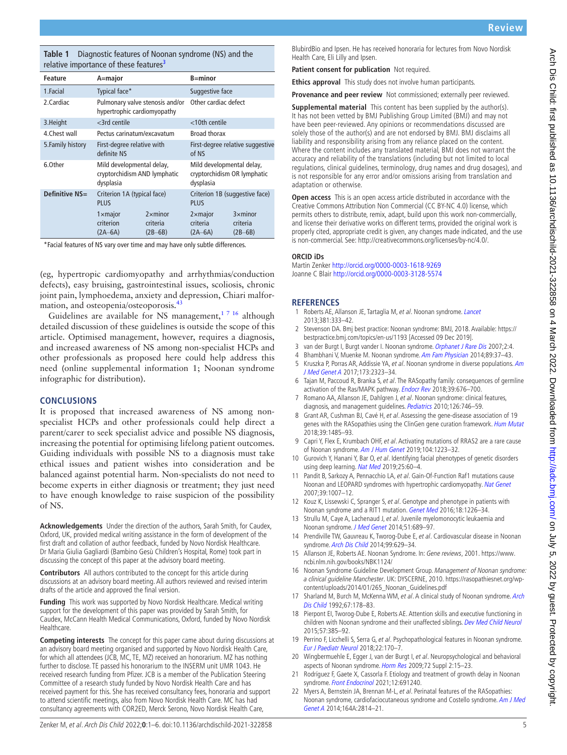**Table 1** Diagnostic features of Noonan syndrome (NS) and the relative importance of these features[3]

| Feature | A=major | | B=minor | |
|---|---|---|---|---|
| 1.Facial | Typical face* | | Suggestive face | |
| 2.Cardiac | Pulmonary valve stenosis and/or hypertrophic cardiomyopathy | | Other cardiac defect | |
| 3.Height | <3rd centile | | <10th centile | |
| 4.Chest wall | Pectus carinatum/excavatum | | Broad thorax | |
| 5.Family history | First-degree relative with definite NS | | First-degree relative suggestive of NS | |
| 6.Other | Mild developmental delay, cryptorchidism AND lymphatic dysplasia | | Mild developmental delay, cryptorchidism OR lymphatic dysplasia | |
| **Definitive NS=** | Criterion 1A (typical face) PLUS | | Criterion 1B (suggestive face) PLUS | |
| | 1×major criterion (2A–6A) | 2×minor criteria (2B–6B) | 2×major criteria (2A–6A) | 3×minor criteria (2B–6B) |

*Facial features of NS vary over time and may have only subtle differences.

(eg, hypertropic cardiomyopathy and arrhythmias/conduction defects), easy bruising, gastrointestinal issues, scoliosis, chronic joint pain, lymphoedema, anxiety and depression, Chiari malformation, and osteopenia/osteoporosis.[43]

Guidelines are available for NS management,[1 7 16] although detailed discussion of these guidelines is outside the scope of this article. Optimised management, however, requires a diagnosis, and increased awareness of NS among non-specialist HCPs and other professionals as proposed here could help address this need (online supplemental information 1; Noonan syndrome infographic for distribution).

## CONCLUSIONS

It is proposed that increased awareness of NS among non-specialist HCPs and other professionals could help direct a parent/carer to seek specialist advice and possible NS diagnosis, increasing the potential for optimising lifelong patient outcomes. Guiding individuals with possible NS to a diagnosis must take ethical issues and patient wishes into consideration and be balanced against potential harm. Non-specialists do not need to become experts in either diagnosis or treatment; they just need to have enough knowledge to raise suspicion of the possibility of NS.

**Acknowledgements** Under the direction of the authors, Sarah Smith, for Caudex, Oxford, UK, provided medical writing assistance in the form of development of the first draft and collation of author feedback, funded by Novo Nordisk Healthcare. Dr Maria Giulia Gagliardi (Bambino Gesù Children's Hospital, Rome) took part in discussing the concept of this paper at the advisory board meeting.

**Contributors** All authors contributed to the concept for this article during discussions at an advisory board meeting. All authors reviewed and revised interim drafts of the article and approved the final version.

**Funding** This work was supported by Novo Nordisk Healthcare. Medical writing support for the development of this paper was provided by Sarah Smith, for Caudex, McCann Health Medical Communications, Oxford, funded by Novo Nordisk Healthcare.

**Competing interests** The concept for this paper came about during discussions at an advisory board meeting organised and supported by Novo Nordisk Health Care, for which all attendees (JCB, MC, TE, MZ) received an honorarium. MZ has nothing further to disclose. TE passed his honorarium to the INSERM unit UMR 1043. He received research funding from Pfizer. JCB is a member of the Publication Steering Committee of a research study funded by Novo Nordisk Health Care and has received payment for this. She has received consultancy fees, honoraria and support to attend scientific meetings, also from Novo Nordisk Health Care. MC has had consultancy agreements with COR2ED, Merck Serono, Novo Nordisk Health Care, BlubirdBio and Ipsen. He has received honoraria for lectures from Novo Nordisk Health Care, Eli Lilly and Ipsen.

**Patient consent for publication** Not required.

**Ethics approval** This study does not involve human participants.

**Provenance and peer review** Not commissioned; externally peer reviewed.

**Supplemental material** This content has been supplied by the author(s). It has not been vetted by BMJ Publishing Group Limited (BMJ) and may not have been peer-reviewed. Any opinions or recommendations discussed are solely those of the author(s) and are not endorsed by BMJ. BMJ disclaims all liability and responsibility arising from any reliance placed on the content. Where the content includes any translated material, BMJ does not warrant the accuracy and reliability of the translations (including but not limited to local regulations, clinical guidelines, terminology, drug names and drug dosages), and is not responsible for any error and/or omissions arising from translation and adaptation or otherwise.

**Open access** This is an open access article distributed in accordance with the Creative Commons Attribution Non Commercial (CC BY-NC 4.0) license, which permits others to distribute, remix, adapt, build upon this work non-commercially, and license their derivative works on different terms, provided the original work is properly cited, appropriate credit is given, any changes made indicated, and the use is non-commercial. See: http://creativecommons.org/licenses/by-nc/4.0/.

### ORCID iDs

Martin Zenker http://orcid.org/0000-0003-1618-9269
Joanne C Blair http://orcid.org/0000-0003-3128-5574

## REFERENCES

1. Roberts AE, Allanson JE, Tartaglia M, *et al*. Noonan syndrome. *Lancet* 2013;381:333–42.
2. Stevenson DA. Bmj best practice: Noonan syndrome: BMJ, 2018. Available: https://bestpractice.bmj.com/topics/en-us/1193 [Accessed 09 Dec 2019].
3. van der Burgt I, Burgt vander I. Noonan syndrome. *Orphanet J Rare Dis* 2007;2:4.
4. Bhambhani V, Muenke M. Noonan syndrome. *Am Fam Physician* 2014;89:37–43.
5. Kruszka P, Porras AR, Addissie YA, *et al*. Noonan syndrome in diverse populations. *Am J Med Genet A* 2017;173:2323–34.
6. Tajan M, Paccoud R, Branka S, *et al*. The RASopathy family: consequences of germline activation of the Ras/MAPK pathway. *Endocr Rev* 2018;39:676–700.
7. Romano AA, Allanson JE, Dahlgren J, *et al*. Noonan syndrome: clinical features, diagnosis, and management guidelines. *Pediatrics* 2010;126:746–59.
8. Grant AR, Cushman BJ, Cavé H, *et al*. Assessing the gene-disease association of 19 genes with the RASopathies using the ClinGen gene curation framework. *Hum Mutat* 2018;39:1485–93.
9. Capri Y, Flex E, Krumbach OHF, *et al*. Activating mutations of RRAS2 are a rare cause of Noonan syndrome. *Am J Hum Genet* 2019;104:1223–32.
10. Gurovich Y, Hanani Y, Bar O, *et al*. Identifying facial phenotypes of genetic disorders using deep learning. *Nat Med* 2019;25:60–4.
11. Pandit B, Sarkozy A, Pennacchio LA, *et al*. Gain-Of-Function Raf1 mutations cause Noonan and LEOPARD syndromes with hypertrophic cardiomyopathy. *Nat Genet* 2007;39:1007–12.
12. Kouz K, Lissewski C, Spranger S, *et al*. Genotype and phenotype in patients with Noonan syndrome and a RIT1 mutation. *Genet Med* 2016;18:1226–34.
13. Strullu M, Caye A, Lachenaud J, *et al*. Juvenile myelomonocytic leukaemia and Noonan syndrome. *J Med Genet* 2014;51:689–97.
14. Prendiville TW, Gauvreau K, Tworog-Dube E, *et al*. Cardiovascular disease in Noonan syndrome. *Arch Dis Child* 2014;99:629–34.
15. Allanson JE, Roberts AE. Noonan Syndrome. In: *Gene reviews*, 2001. https://www.ncbi.nlm.nih.gov/books/NBK1124/
16. Noonan Syndrome Guideline Development Group. *Management of Noonan syndrome: a clinical guideline Manchester*. UK: DYSCERNE, 2010. https://rasopathiesnet.org/wp-content/uploads/2014/01/265_Noonan_Guidelines.pdf
17. Sharland M, Burch M, McKenna WM, *et al*. A clinical study of Noonan syndrome. *Arch Dis Child* 1992;67:178–83.
18. Pierpont EI, Tworog-Dube E, Roberts AE. Attention skills and executive functioning in children with Noonan syndrome and their unaffected siblings. *Dev Med Child Neurol* 2015;57:385–92.
19. Perrino F, Licchelli S, Serra G, *et al*. Psychopathological features in Noonan syndrome. *Eur J Paediatr Neurol* 2018;22:170–7.
20. Wingbermuehle E, Egger J, van der Burgt I, *et al*. Neuropsychological and behavioral aspects of Noonan syndrome. *Horm Res* 2009;72 Suppl 2:15–23.
21. Rodríguez F, Gaete X, Cassorla F. Etiology and treatment of growth delay in Noonan syndrome. *Front Endocrinol* 2021;12:691240.
22. Myers A, Bernstein JA, Brennan M-L, *et al*. Perinatal features of the RASopathies: Noonan syndrome, cardiofaciocutaneous syndrome and Costello syndrome. *Am J Med Genet A* 2014;164A:2814–21.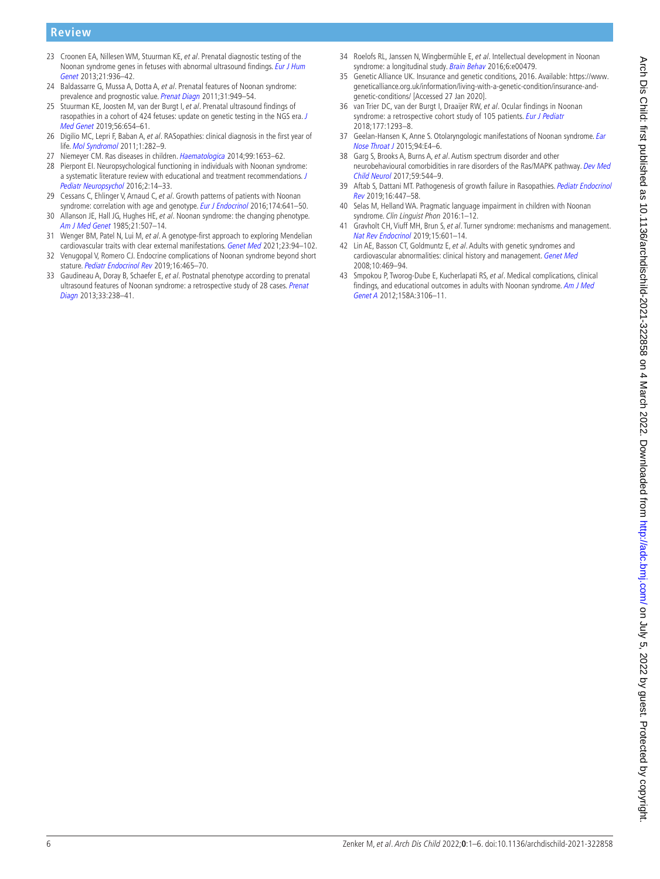23 Croonen EA, Nillesen WM, Stuurman KE, *et al*. Prenatal diagnostic testing of the Noonan syndrome genes in fetuses with abnormal ultrasound findings. *Eur J Hum Genet* 2013;21:936–42.
24 Baldassarre G, Mussa A, Dotta A, *et al*. Prenatal features of Noonan syndrome: prevalence and prognostic value. *Prenat Diagn* 2011;31:949–54.
25 Stuurman KE, Joosten M, van der Burgt I, *et al*. Prenatal ultrasound findings of rasopathies in a cohort of 424 fetuses: update on genetic testing in the NGS era. *J Med Genet* 2019;56:654–61.
26 Digilio MC, Lepri F, Baban A, *et al*. RASopathies: clinical diagnosis in the first year of life. *Mol Syndromol* 2011;1:282–9.
27 Niemeyer CM. Ras diseases in children. *Haematologica* 2014;99:1653–62.
28 Pierpont EI. Neuropsychological functioning in individuals with Noonan syndrome: a systematic literature review with educational and treatment recommendations. *J Pediatr Neuropsychol* 2016;2:14–33.
29 Cessans C, Ehlinger V, Arnaud C, *et al*. Growth patterns of patients with Noonan syndrome: correlation with age and genotype. *Eur J Endocrinol* 2016;174:641–50.
30 Allanson JE, Hall JG, Hughes HE, *et al*. Noonan syndrome: the changing phenotype. *Am J Med Genet* 1985;21:507–14.
31 Wenger BM, Patel N, Lui M, *et al*. A genotype-first approach to exploring Mendelian cardiovascular traits with clear external manifestations. *Genet Med* 2021;23:94–102.
32 Venugopal V, Romero CJ. Endocrine complications of Noonan syndrome beyond short stature. *Pediatr Endocrinol Rev* 2019;16:465–70.
33 Gaudineau A, Doray B, Schaefer E, *et al*. Postnatal phenotype according to prenatal ultrasound features of Noonan syndrome: a retrospective study of 28 cases. *Prenat Diagn* 2013;33:238–41.
34 Roelofs RL, Janssen N, Wingbermühle E, *et al*. Intellectual development in Noonan syndrome: a longitudinal study. *Brain Behav* 2016;6:e00479.
35 Genetic Alliance UK. Insurance and genetic conditions, 2016. Available: https://www.geneticalliance.org.uk/information/living-with-a-genetic-condition/insurance-and-genetic-conditions/ [Accessed 27 Jan 2020].
36 van Trier DC, van der Burgt I, Draaijer RW, *et al*. Ocular findings in Noonan syndrome: a retrospective cohort study of 105 patients. *Eur J Pediatr* 2018;177:1293–8.
37 Geelan-Hansen K, Anne S. Otolaryngologic manifestations of Noonan syndrome. *Ear Nose Throat J* 2015;94:E4–6.
38 Garg S, Brooks A, Burns A, *et al*. Autism spectrum disorder and other neurobehavioural comorbidities in rare disorders of the Ras/MAPK pathway. *Dev Med Child Neurol* 2017;59:544–9.
39 Aftab S, Dattani MT. Pathogenesis of growth failure in Rasopathies. *Pediatr Endocrinol Rev* 2019;16:447–58.
40 Selas M, Helland WA. Pragmatic language impairment in children with Noonan syndrome. *Clin Linguist Phon* 2016:1–12.
41 Gravholt CH, Viuff MH, Brun S, *et al*. Turner syndrome: mechanisms and management. *Nat Rev Endocrinol* 2019;15:601–14.
42 Lin AE, Basson CT, Goldmuntz E, *et al*. Adults with genetic syndromes and cardiovascular abnormalities: clinical history and management. *Genet Med* 2008;10:469–94.
43 Smpokou P, Tworog-Dube E, Kucherlapati RS, *et al*. Medical complications, clinical findings, and educational outcomes in adults with Noonan syndrome. *Am J Med Genet A* 2012;158A:3106–11.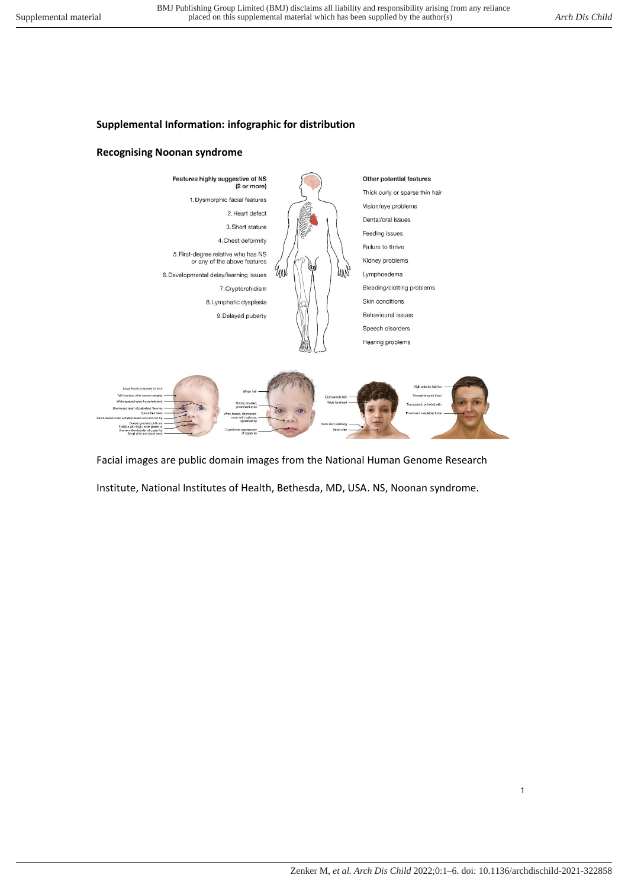## Supplemental Information: infographic for distribution

### Recognising Noonan syndrome

Features highly suggestive of NS (2 or more)

1. Dysmorphic facial features
2. Heart defect
3. Short stature
4. Chest deformity
5. First-degree relative who has NS or any of the above features
6. Developmental delay/learning issues
7. Cryptorchidism
8. Lymphatic dysplasia
9. Delayed puberty

Other potential features

Thick curly or sparse thin hair
Vision/eye problems
Dental/oral issues
Feeding issues
Failure to thrive
Kidney problems
Lymphoedema
Bleeding/clotting problems
Skin conditions
Behavioural issues
Speech disorders
Hearing problems

Large head compared to face
Tall forehead with narrow temples
Wide-spaced eyes (hypertelorism)
Downward slant of palpebral fissures
Epicanthal folds
Short, broad nose with depressed root and full tip
Deeply grooved philtrum
Full lips with high, wide peaks to the vermilion border of upper lip
Small chin and short neck

Wispy hair
Thickly hooded, prominent eyes
Wide-based, depressed nose with bulbous, upturned tip
Cupid bow appearance of upper lip

Curly/wooly hair
Wide forehead
Neck skin webbing
Small chin

High anterior hairline
Triangle-shaped head
Transparent, wrinkled skin
Prominent nasolabial folds

Facial images are public domain images from the National Human Genome Research Institute, National Institutes of Health, Bethesda, MD, USA. NS, Noonan syndrome.